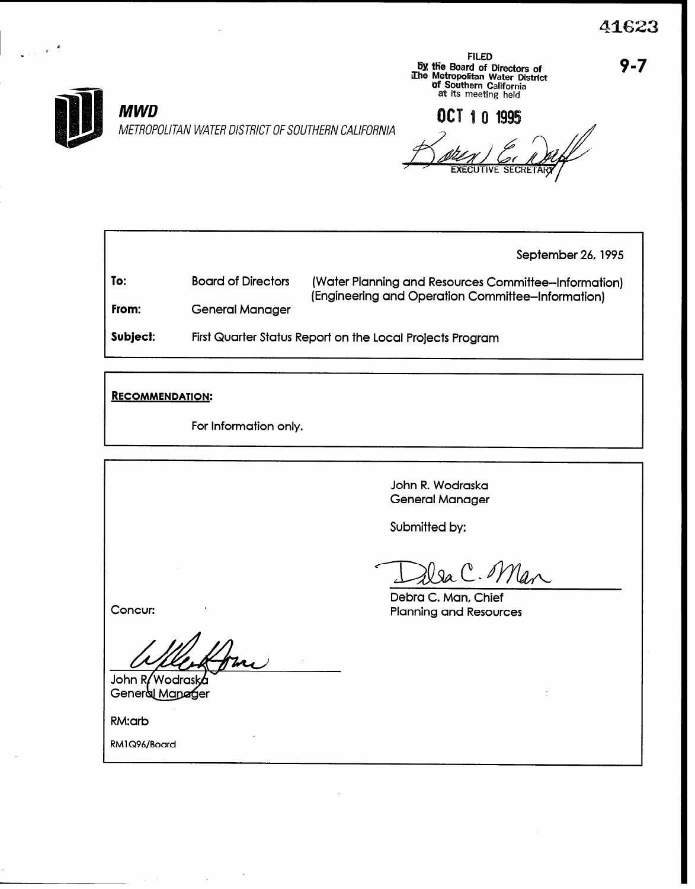41623

9-7

FILED
By the Board of Directors of
The Metropolitan Water District
of Southern California
at its meeting held

OCT 10 1995

EXECUTIVE SECRETARY

**MWD**

*METROPOLITAN WATER DISTRICT OF SOUTHERN CALIFORNIA*

September 26, 1995

| | | |
|---|---|---|
| **To:** | Board of Directors | (Water Planning and Resources Committee--Information) (Engineering and Operation Committee--Information) |
| **From:** | General Manager | |
| **Subject:** | First Quarter Status Report on the Local Projects Program | |

**RECOMMENDATION:**

For Information only.

John R. Wodraska
General Manager

Submitted by:

Debra C. Man, Chief
Planning and Resources

Concur:

John R. Wodraska
General Manager

RM:arb

RM1Q96/Board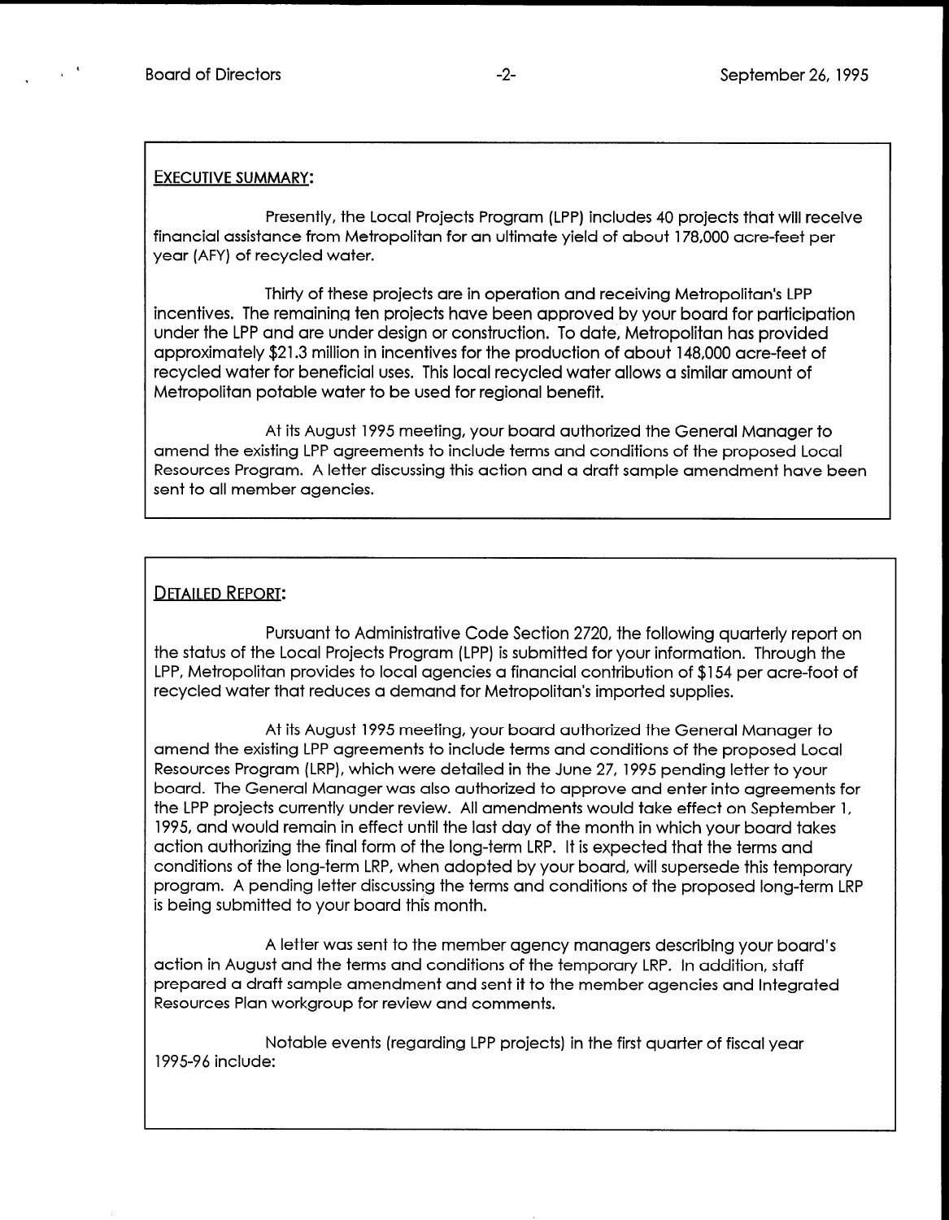## EXECUTIVE SUMMARY:

Presently, the Local Projects Program (LPP) includes 40 projects that will receive financial assistance from Metropolitan for an ultimate yield of about 178,000 acre-feet per year (AFY) of recycled water.

Thirty of these projects are in operation and receiving Metropolitan's LPP incentives. The remaining ten projects have been approved by your board for participation under the LPP and are under design or construction. To date, Metropolitan has provided approximately $21.3 million in incentives for the production of about 148,000 acre-feet of recycled water for beneficial uses. This local recycled water allows a similar amount of Metropolitan potable water to be used for regional benefit.

At its August 1995 meeting, your board authorized the General Manager to amend the existing LPP agreements to include terms and conditions of the proposed Local Resources Program. A letter discussing this action and a draft sample amendment have been sent to all member agencies.

## DETAILED REPORT:

Pursuant to Administrative Code Section 2720, the following quarterly report on the status of the Local Projects Program (LPP) is submitted for your information. Through the LPP, Metropolitan provides to local agencies a financial contribution of $154 per acre-foot of recycled water that reduces a demand for Metropolitan's imported supplies.

At its August 1995 meeting, your board authorized the General Manager to amend the existing LPP agreements to include terms and conditions of the proposed Local Resources Program (LRP), which were detailed in the June 27, 1995 pending letter to your board. The General Manager was also authorized to approve and enter into agreements for the LPP projects currently under review. All amendments would take effect on September 1, 1995, and would remain in effect until the last day of the month in which your board takes action authorizing the final form of the long-term LRP. It is expected that the terms and conditions of the long-term LRP, when adopted by your board, will supersede this temporary program. A pending letter discussing the terms and conditions of the proposed long-term LRP is being submitted to your board this month.

A letter was sent to the member agency managers describing your board's action in August and the terms and conditions of the temporary LRP. In addition, staff prepared a draft sample amendment and sent it to the member agencies and Integrated Resources Plan workgroup for review and comments.

Notable events (regarding LPP projects) in the first quarter of fiscal year 1995-96 include: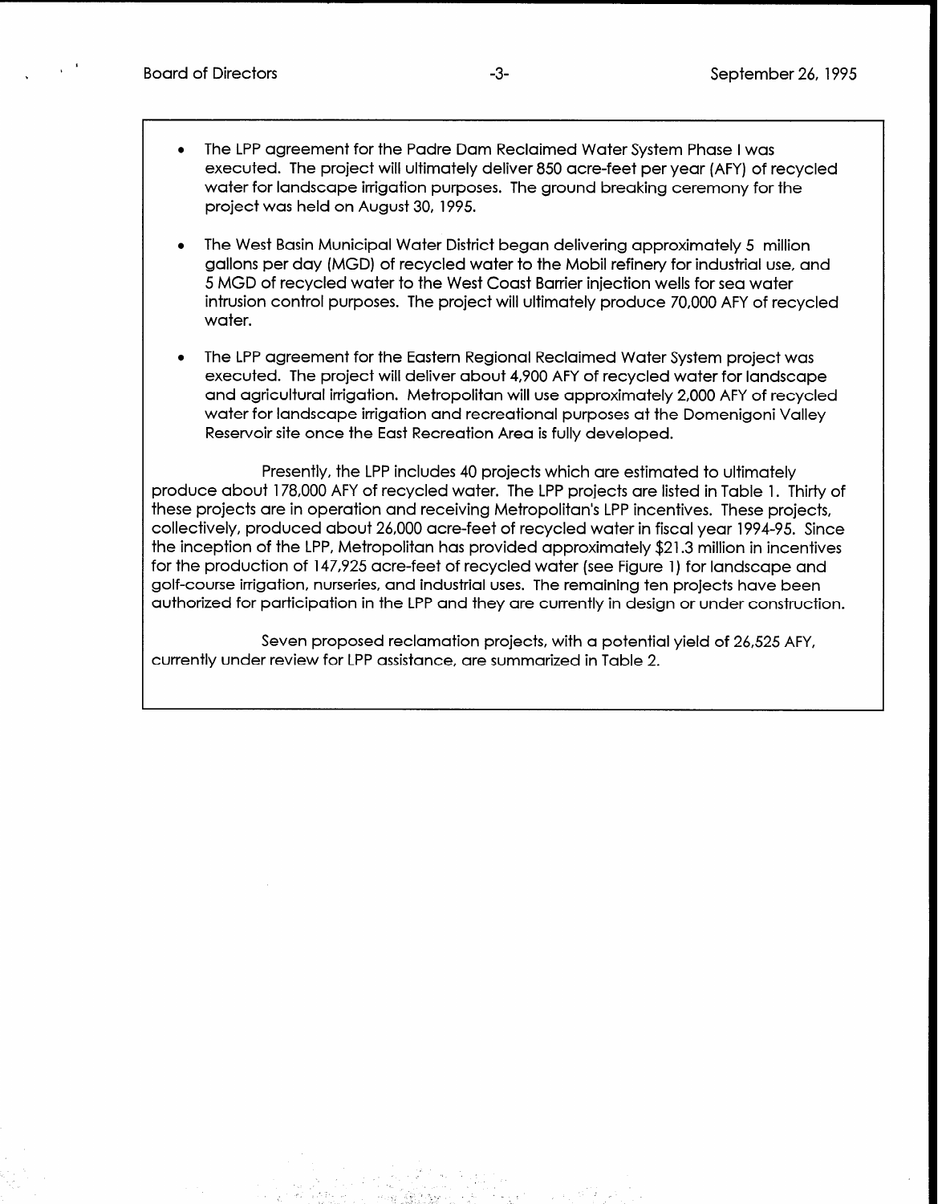- The LPP agreement for the Padre Dam Reclaimed Water System Phase I was executed. The project will ultimately deliver 850 acre-feet per year (AFY) of recycled water for landscape irrigation purposes. The ground breaking ceremony for the project was held on August 30, 1995.

- The West Basin Municipal Water District began delivering approximately 5 million gallons per day (MGD) of recycled water to the Mobil refinery for industrial use, and 5 MGD of recycled water to the West Coast Barrier injection wells for sea water intrusion control purposes. The project will ultimately produce 70,000 AFY of recycled water.

- The LPP agreement for the Eastern Regional Reclaimed Water System project was executed. The project will deliver about 4,900 AFY of recycled water for landscape and agricultural irrigation. Metropolitan will use approximately 2,000 AFY of recycled water for landscape irrigation and recreational purposes at the Domenigoni Valley Reservoir site once the East Recreation Area is fully developed.

Presently, the LPP includes 40 projects which are estimated to ultimately produce about 178,000 AFY of recycled water. The LPP projects are listed in Table 1. Thirty of these projects are in operation and receiving Metropolitan's LPP incentives. These projects, collectively, produced about 26,000 acre-feet of recycled water in fiscal year 1994-95. Since the inception of the LPP, Metropolitan has provided approximately $21.3 million in incentives for the production of 147,925 acre-feet of recycled water (see Figure 1) for landscape and golf-course irrigation, nurseries, and industrial uses. The remaining ten projects have been authorized for participation in the LPP and they are currently in design or under construction.

Seven proposed reclamation projects, with a potential yield of 26,525 AFY, currently under review for LPP assistance, are summarized in Table 2.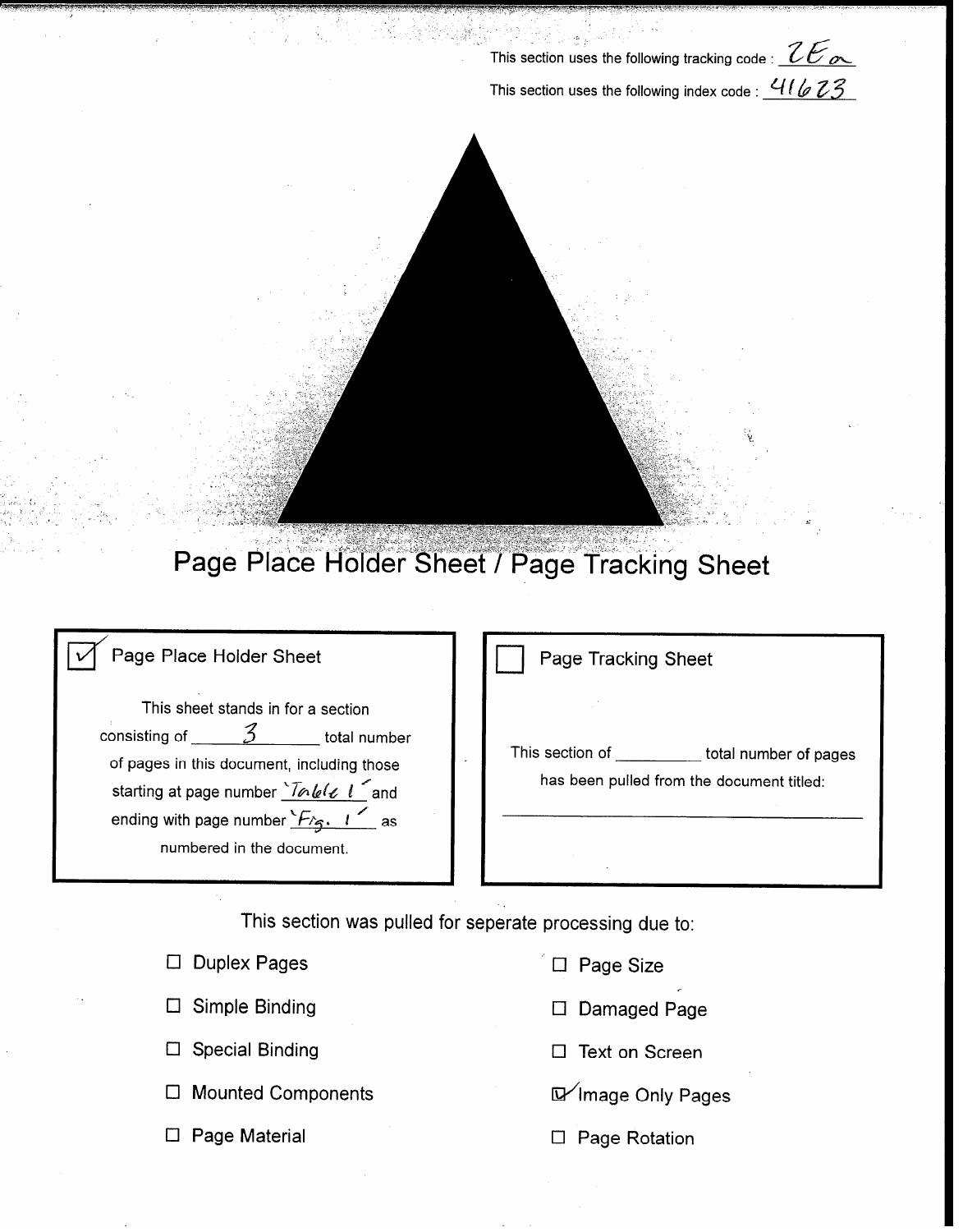This section uses the following tracking code : ZEa

This section uses the following index code : 41623

# Page Place Holder Sheet / Page Tracking Sheet

☑ Page Place Holder Sheet

This sheet stands in for a section consisting of 3 total number of pages in this document, including those starting at page number 'Table 1' and ending with page number 'Fig. 1' as numbered in the document.

☐ Page Tracking Sheet

This section of \_\_\_\_\_\_\_\_ total number of pages has been pulled from the document titled:

\_\_\_\_\_\_\_\_\_\_\_\_\_\_\_\_\_\_\_\_\_\_\_\_\_\_\_\_\_\_\_\_\_\_\_\_

This section was pulled for seperate processing due to:

- ☐ Duplex Pages
- ☐ Simple Binding
- ☐ Special Binding
- ☐ Mounted Components
- ☐ Page Material
- ☐ Page Size
- ☐ Damaged Page
- ☐ Text on Screen
- ☑ Image Only Pages
- ☐ Page Rotation